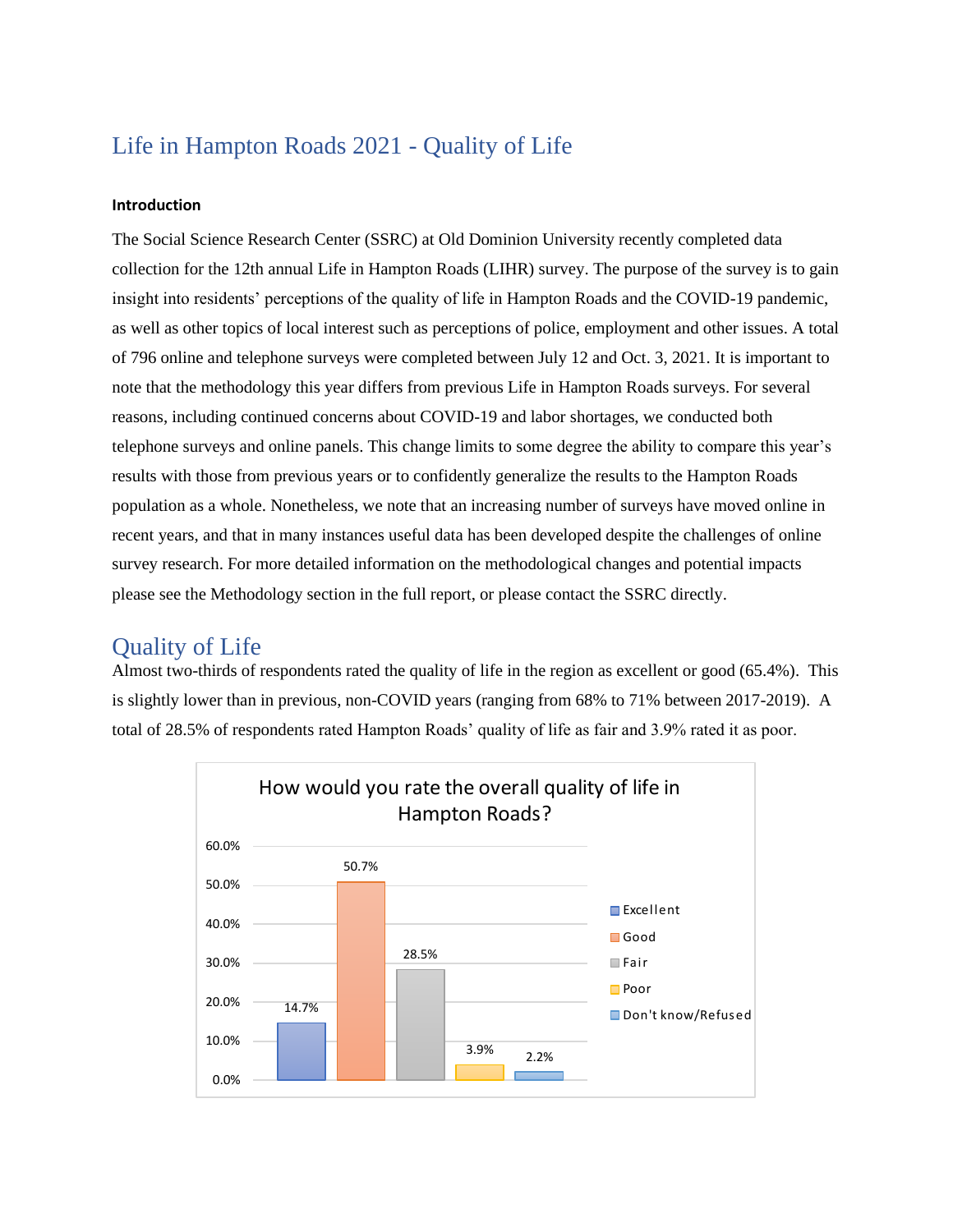# Life in Hampton Roads 2021 - Quality of Life

**Introduction**

The Social Science Research Center (SSRC) at Old Dominion University recently completed data collection for the 12th annual Life in Hampton Roads (LIHR) survey. The purpose of the survey is to gain insight into residents' perceptions of the quality of life in Hampton Roads and the COVID-19 pandemic, as well as other topics of local interest such as perceptions of police, employment and other issues. A total of 796 online and telephone surveys were completed between July 12 and Oct. 3, 2021. It is important to note that the methodology this year differs from previous Life in Hampton Roads surveys. For several reasons, including continued concerns about COVID-19 and labor shortages, we conducted both telephone surveys and online panels. This change limits to some degree the ability to compare this year's results with those from previous years or to confidently generalize the results to the Hampton Roads population as a whole. Nonetheless, we note that an increasing number of surveys have moved online in recent years, and that in many instances useful data has been developed despite the challenges of online survey research. For more detailed information on the methodological changes and potential impacts please see the Methodology section in the full report, or please contact the SSRC directly.

## Quality of Life

Almost two-thirds of respondents rated the quality of life in the region as excellent or good (65.4%). This is slightly lower than in previous, non-COVID years (ranging from 68% to 71% between 2017-2019). A total of 28.5% of respondents rated Hampton Roads' quality of life as fair and 3.9% rated it as poor.

How would you rate the overall quality of life in Hampton Roads?

| Response | Percent |
|---|---|
| Excellent | 14.7% |
| Good | 50.7% |
| Fair | 28.5% |
| Poor | 3.9% |
| Don't know/Refused | 2.2% |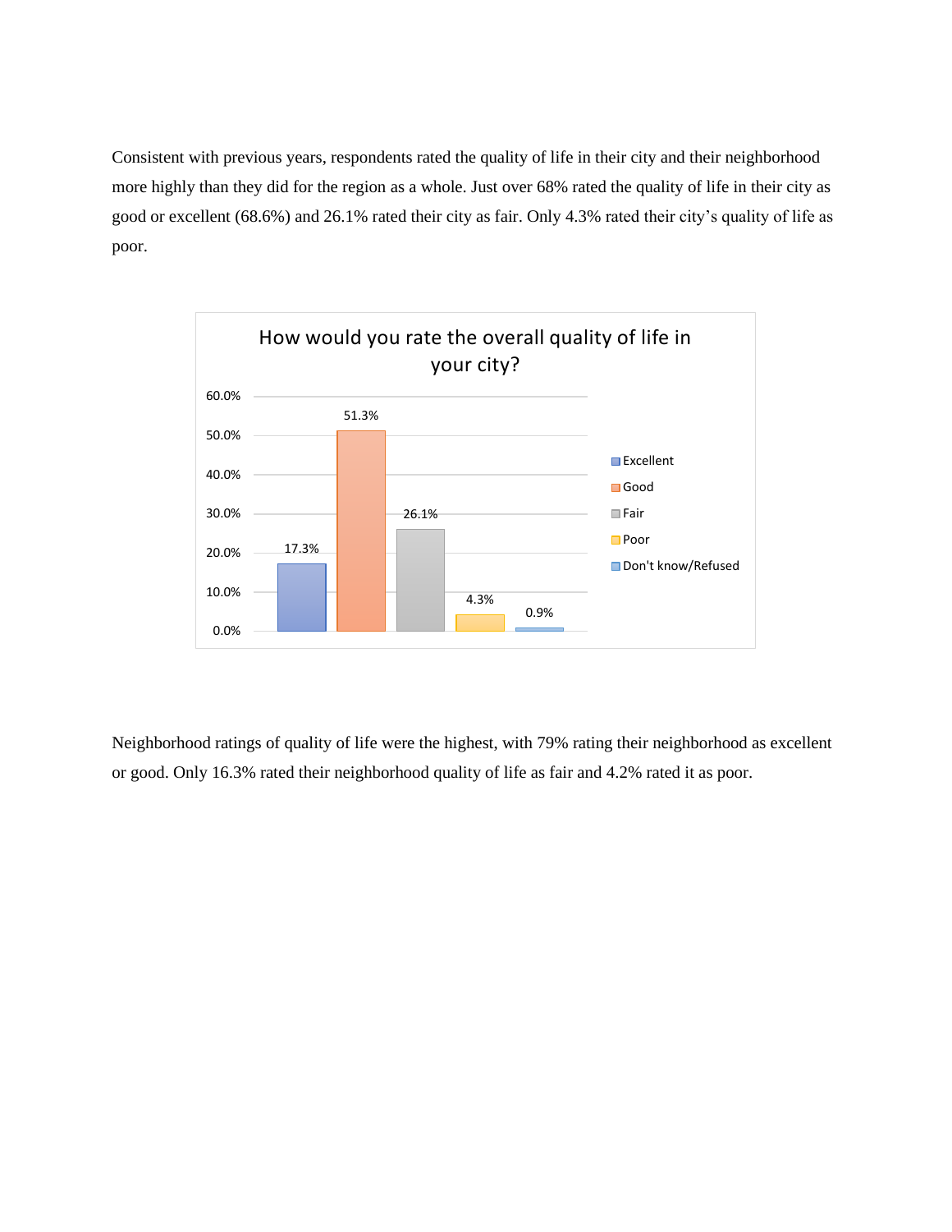Consistent with previous years, respondents rated the quality of life in their city and their neighborhood more highly than they did for the region as a whole. Just over 68% rated the quality of life in their city as good or excellent (68.6%) and 26.1% rated their city as fair. Only 4.3% rated their city's quality of life as poor.

**How would you rate the overall quality of life in your city?**

| Response | Percent |
| --- | --- |
| Excellent | 17.3% |
| Good | 51.3% |
| Fair | 26.1% |
| Poor | 4.3% |
| Don't know/Refused | 0.9% |

Neighborhood ratings of quality of life were the highest, with 79% rating their neighborhood as excellent or good. Only 16.3% rated their neighborhood quality of life as fair and 4.2% rated it as poor.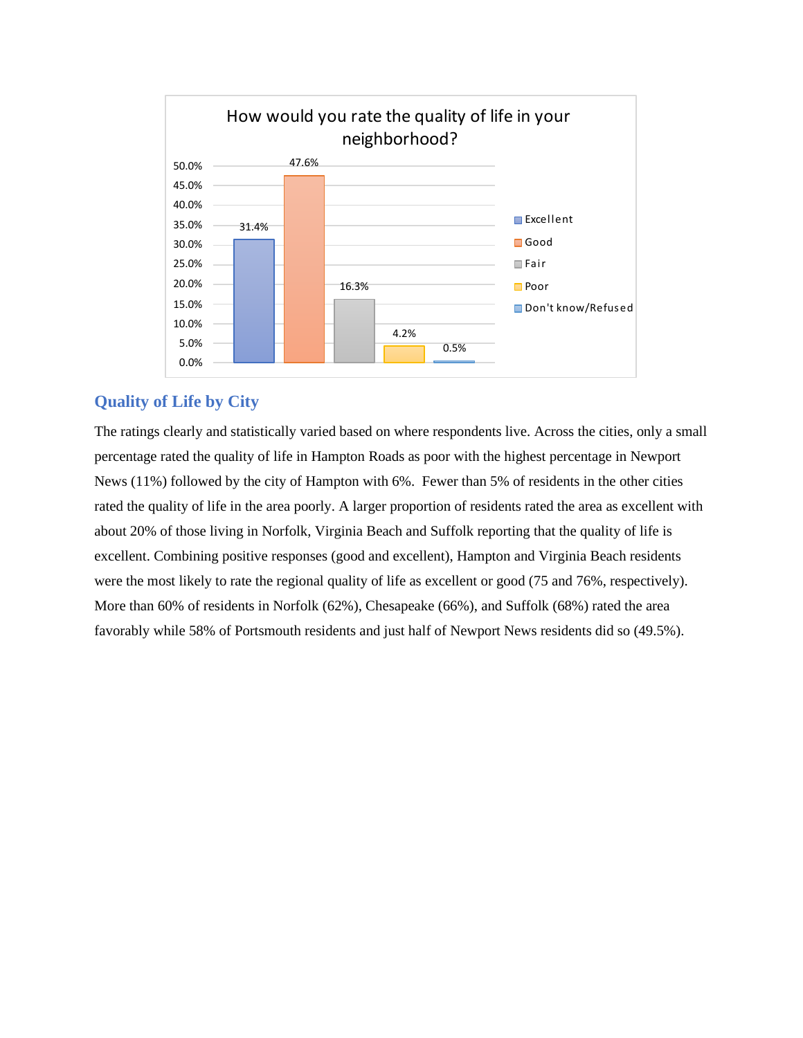How would you rate the quality of life in your neighborhood?

| Response | Percentage |
|---|---|
| Excellent | 31.4% |
| Good | 47.6% |
| Fair | 16.3% |
| Poor | 4.2% |
| Don't know/Refused | 0.5% |

## Quality of Life by City

The ratings clearly and statistically varied based on where respondents live. Across the cities, only a small percentage rated the quality of life in Hampton Roads as poor with the highest percentage in Newport News (11%) followed by the city of Hampton with 6%. Fewer than 5% of residents in the other cities rated the quality of life in the area poorly. A larger proportion of residents rated the area as excellent with about 20% of those living in Norfolk, Virginia Beach and Suffolk reporting that the quality of life is excellent. Combining positive responses (good and excellent), Hampton and Virginia Beach residents were the most likely to rate the regional quality of life as excellent or good (75 and 76%, respectively). More than 60% of residents in Norfolk (62%), Chesapeake (66%), and Suffolk (68%) rated the area favorably while 58% of Portsmouth residents and just half of Newport News residents did so (49.5%).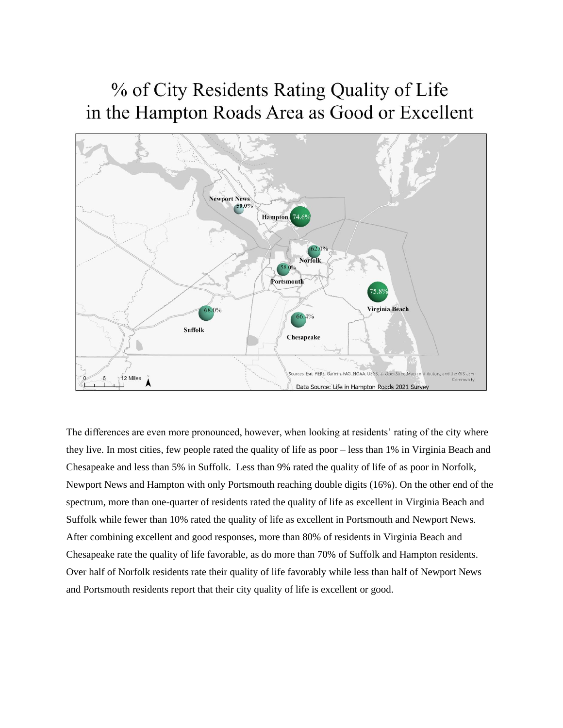# % of City Residents Rating Quality of Life in the Hampton Roads Area as Good or Excellent

The differences are even more pronounced, however, when looking at residents' rating of the city where they live. In most cities, few people rated the quality of life as poor – less than 1% in Virginia Beach and Chesapeake and less than 5% in Suffolk. Less than 9% rated the quality of life of as poor in Norfolk, Newport News and Hampton with only Portsmouth reaching double digits (16%). On the other end of the spectrum, more than one-quarter of residents rated the quality of life as excellent in Virginia Beach and Suffolk while fewer than 10% rated the quality of life as excellent in Portsmouth and Newport News. After combining excellent and good responses, more than 80% of residents in Virginia Beach and Chesapeake rate the quality of life favorable, as do more than 70% of Suffolk and Hampton residents. Over half of Norfolk residents rate their quality of life favorably while less than half of Newport News and Portsmouth residents report that their city quality of life is excellent or good.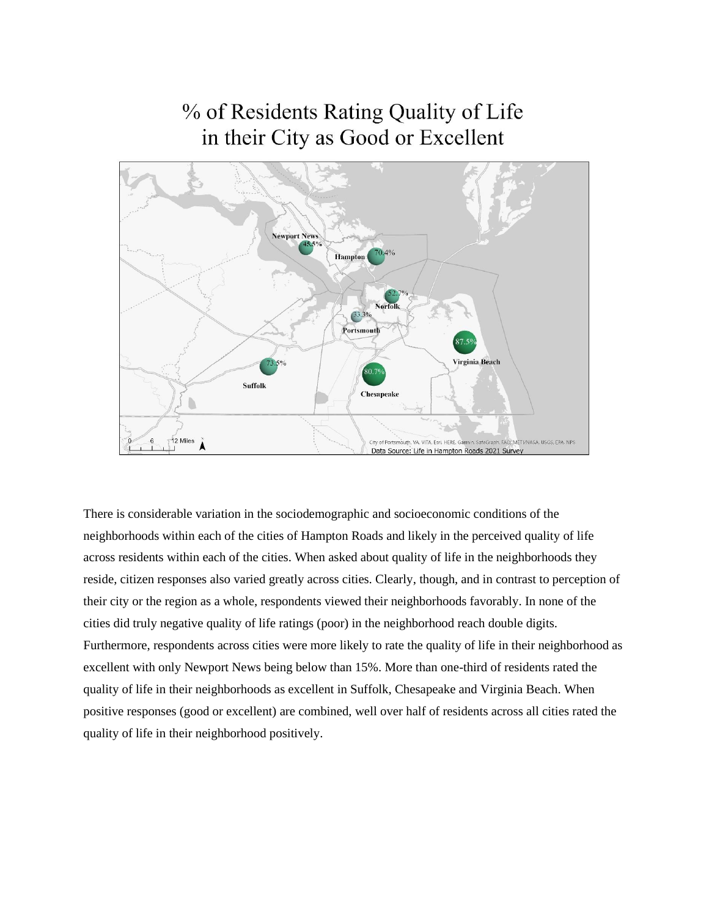# % of Residents Rating Quality of Life in their City as Good or Excellent

There is considerable variation in the sociodemographic and socioeconomic conditions of the neighborhoods within each of the cities of Hampton Roads and likely in the perceived quality of life across residents within each of the cities. When asked about quality of life in the neighborhoods they reside, citizen responses also varied greatly across cities. Clearly, though, and in contrast to perception of their city or the region as a whole, respondents viewed their neighborhoods favorably. In none of the cities did truly negative quality of life ratings (poor) in the neighborhood reach double digits. Furthermore, respondents across cities were more likely to rate the quality of life in their neighborhood as excellent with only Newport News being below than 15%. More than one-third of residents rated the quality of life in their neighborhoods as excellent in Suffolk, Chesapeake and Virginia Beach. When positive responses (good or excellent) are combined, well over half of residents across all cities rated the quality of life in their neighborhood positively.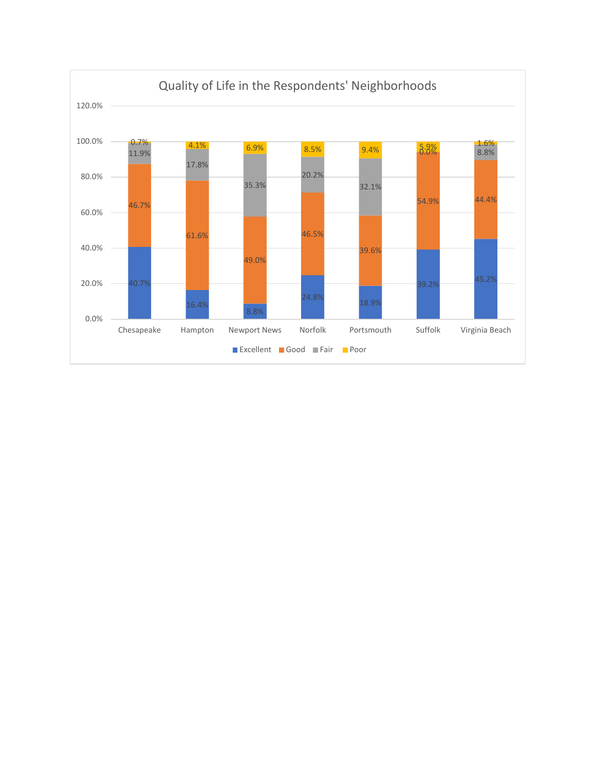## Quality of Life in the Respondents' Neighborhoods

| | Excellent | Good | Fair | Poor |
|---|---|---|---|---|
| Chesapeake | 40.7% | 46.7% | 11.9% | 0.7% |
| Hampton | 16.4% | 61.6% | 17.8% | 4.1% |
| Newport News | 8.8% | 49.0% | 35.3% | 6.9% |
| Norfolk | 24.8% | 46.5% | 20.2% | 8.5% |
| Portsmouth | 18.9% | 39.6% | 32.1% | 9.4% |
| Suffolk | 39.2% | 54.9% | 0.0% | 5.9% |
| Virginia Beach | 45.2% | 44.4% | 8.8% | 1.6% |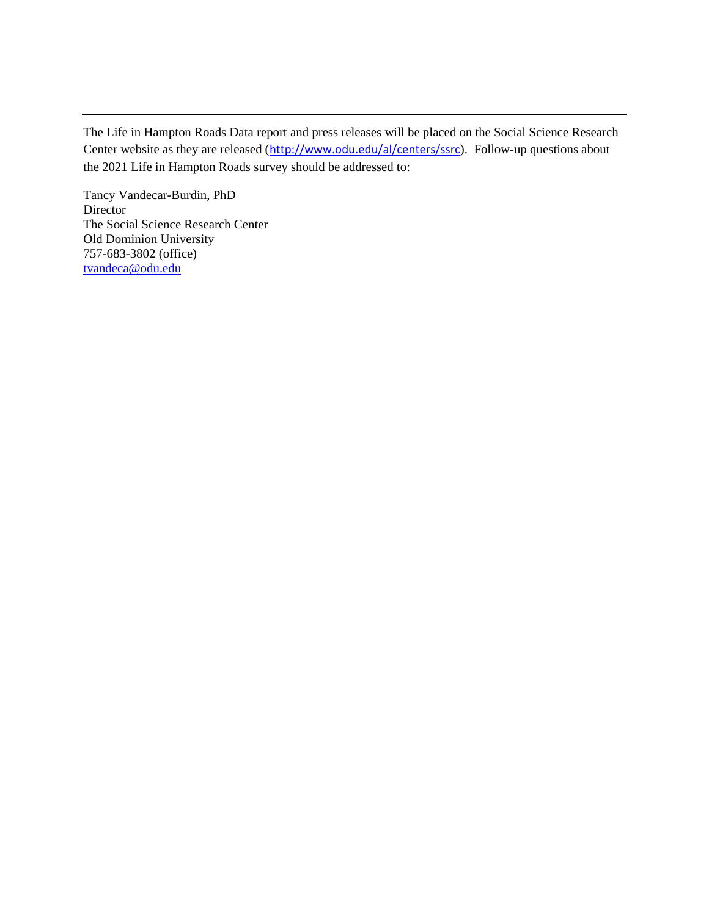---

The Life in Hampton Roads Data report and press releases will be placed on the Social Science Research Center website as they are released (http://www.odu.edu/al/centers/ssrc). Follow-up questions about the 2021 Life in Hampton Roads survey should be addressed to:

Tancy Vandecar-Burdin, PhD
Director
The Social Science Research Center
Old Dominion University
757-683-3802 (office)
tvandeca@odu.edu